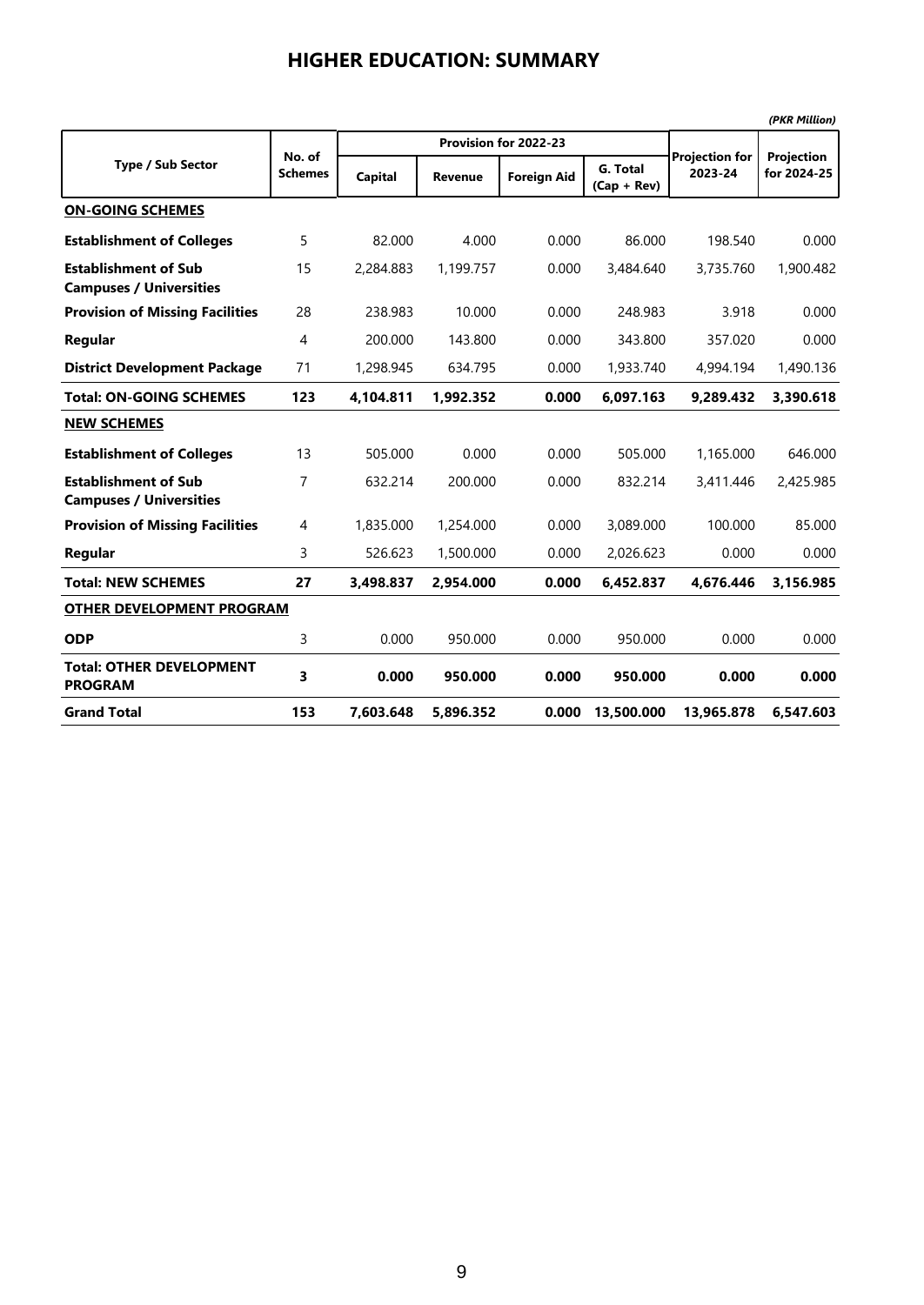# HIGHER EDUCATION: SUMMARY

*(PKR Million)*

| Type / Sub Sector | No. of Schemes | Provision for 2022-23 | | | | Projection for 2023-24 | Projection for 2024-25 |
|---|---|---|---|---|---|---|---|
| | | Capital | Revenue | Foreign Aid | G. Total (Cap + Rev) | | |
| **ON-GOING SCHEMES** | | | | | | | |
| **Establishment of Colleges** | 5 | 82.000 | 4.000 | 0.000 | 86.000 | 198.540 | 0.000 |
| **Establishment of Sub Campuses / Universities** | 15 | 2,284.883 | 1,199.757 | 0.000 | 3,484.640 | 3,735.760 | 1,900.482 |
| **Provision of Missing Facilities** | 28 | 238.983 | 10.000 | 0.000 | 248.983 | 3.918 | 0.000 |
| **Regular** | 4 | 200.000 | 143.800 | 0.000 | 343.800 | 357.020 | 0.000 |
| **District Development Package** | 71 | 1,298.945 | 634.795 | 0.000 | 1,933.740 | 4,994.194 | 1,490.136 |
| **Total: ON-GOING SCHEMES** | **123** | **4,104.811** | **1,992.352** | **0.000** | **6,097.163** | **9,289.432** | **3,390.618** |
| **NEW SCHEMES** | | | | | | | |
| **Establishment of Colleges** | 13 | 505.000 | 0.000 | 0.000 | 505.000 | 1,165.000 | 646.000 |
| **Establishment of Sub Campuses / Universities** | 7 | 632.214 | 200.000 | 0.000 | 832.214 | 3,411.446 | 2,425.985 |
| **Provision of Missing Facilities** | 4 | 1,835.000 | 1,254.000 | 0.000 | 3,089.000 | 100.000 | 85.000 |
| **Regular** | 3 | 526.623 | 1,500.000 | 0.000 | 2,026.623 | 0.000 | 0.000 |
| **Total: NEW SCHEMES** | **27** | **3,498.837** | **2,954.000** | **0.000** | **6,452.837** | **4,676.446** | **3,156.985** |
| **OTHER DEVELOPMENT PROGRAM** | | | | | | | |
| **ODP** | 3 | 0.000 | 950.000 | 0.000 | 950.000 | 0.000 | 0.000 |
| **Total: OTHER DEVELOPMENT PROGRAM** | **3** | **0.000** | **950.000** | **0.000** | **950.000** | **0.000** | **0.000** |
| **Grand Total** | **153** | **7,603.648** | **5,896.352** | **0.000** | **13,500.000** | **13,965.878** | **6,547.603** |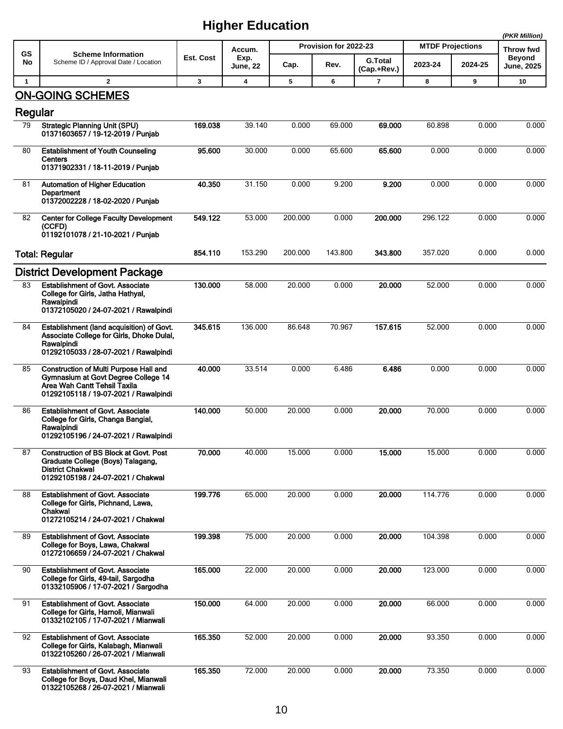# Higher Education

*(PKR Million)*

| GS No | Scheme Information<br>Scheme ID / Approval Date / Location | Est. Cost | Accum. Exp. June, 22 | Provision for 2022-23 | | | MTDF Projections | | Throw fwd Beyond June, 2025 |
|---|---|---|---|---|---|---|---|---|---|
| | | | | Cap. | Rev. | G.Total (Cap.+Rev.) | 2023-24 | 2024-25 | |
| 1 | 2 | 3 | 4 | 5 | 6 | 7 | 8 | 9 | 10 |
| **ON-GOING SCHEMES** | | | | | | | | | |
| **Regular** | | | | | | | | | |
| 79 | Strategic Planning Unit (SPU)<br>01371603657 / 19-12-2019 / Punjab | **169.038** | 39.140 | 0.000 | 69.000 | **69.000** | 60.898 | 0.000 | 0.000 |
| 80 | Establishment of Youth Counseling Centers<br>01371902331 / 18-11-2019 / Punjab | **95.600** | 30.000 | 0.000 | 65.600 | **65.600** | 0.000 | 0.000 | 0.000 |
| 81 | Automation of Higher Education Department<br>01372002228 / 18-02-2020 / Punjab | **40.350** | 31.150 | 0.000 | 9.200 | **9.200** | 0.000 | 0.000 | 0.000 |
| 82 | Center for College Faculty Development (CCFD)<br>01192101078 / 21-10-2021 / Punjab | **549.122** | 53.000 | 200.000 | 0.000 | **200.000** | 296.122 | 0.000 | 0.000 |
| **Total: Regular** | | **854.110** | 153.290 | 200.000 | 143.800 | **343.800** | 357.020 | 0.000 | 0.000 |
| **District Development Package** | | | | | | | | | |
| 83 | Establishment of Govt. Associate College for Girls, Jatha Hathyal, Rawalpindi<br>01372105020 / 24-07-2021 / Rawalpindi | **130.000** | 58.000 | 20.000 | 0.000 | **20.000** | 52.000 | 0.000 | 0.000 |
| 84 | Establishment (land acquisition) of Govt. Associate College for Girls, Dhoke Dulal, Rawalpindi<br>01292105033 / 28-07-2021 / Rawalpindi | **345.615** | 136.000 | 86.648 | 70.967 | **157.615** | 52.000 | 0.000 | 0.000 |
| 85 | Construction of Multi Purpose Hall and Gymnasium at Govt Degree College 14 Area Wah Cantt Tehsil Taxila<br>01292105118 / 19-07-2021 / Rawalpindi | **40.000** | 33.514 | 0.000 | 6.486 | **6.486** | 0.000 | 0.000 | 0.000 |
| 86 | Establishment of Govt. Associate College for Girls, Changa Bangial, Rawalpindi<br>01292105196 / 24-07-2021 / Rawalpindi | **140.000** | 50.000 | 20.000 | 0.000 | **20.000** | 70.000 | 0.000 | 0.000 |
| 87 | Construction of BS Block at Govt. Post Graduate College (Boys) Talagang, District Chakwal<br>01292105198 / 24-07-2021 / Chakwal | **70.000** | 40.000 | 15.000 | 0.000 | **15.000** | 15.000 | 0.000 | 0.000 |
| 88 | Establishment of Govt. Associate College for Girls, Pichnand, Lawa, Chakwal<br>01272105214 / 24-07-2021 / Chakwal | **199.776** | 65.000 | 20.000 | 0.000 | **20.000** | 114.776 | 0.000 | 0.000 |
| 89 | Establishment of Govt. Associate College for Boys, Lawa, Chakwal<br>01272106659 / 24-07-2021 / Chakwal | **199.398** | 75.000 | 20.000 | 0.000 | **20.000** | 104.398 | 0.000 | 0.000 |
| 90 | Establishment of Govt. Associate College for Girls, 49-tail, Sargodha<br>01332105906 / 17-07-2021 / Sargodha | **165.000** | 22.000 | 20.000 | 0.000 | **20.000** | 123.000 | 0.000 | 0.000 |
| 91 | Establishment of Govt. Associate College for Girls, Harnoli, Mianwali<br>01332102105 / 17-07-2021 / Mianwali | **150.000** | 64.000 | 20.000 | 0.000 | **20.000** | 66.000 | 0.000 | 0.000 |
| 92 | Establishment of Govt. Associate College for Girls, Kalabagh, Mianwali<br>01322105260 / 26-07-2021 / Mianwali | **165.350** | 52.000 | 20.000 | 0.000 | **20.000** | 93.350 | 0.000 | 0.000 |
| 93 | Establishment of Govt. Associate College for Boys, Daud Khel, Mianwali<br>01322105268 / 26-07-2021 / Mianwali | **165.350** | 72.000 | 20.000 | 0.000 | **20.000** | 73.350 | 0.000 | 0.000 |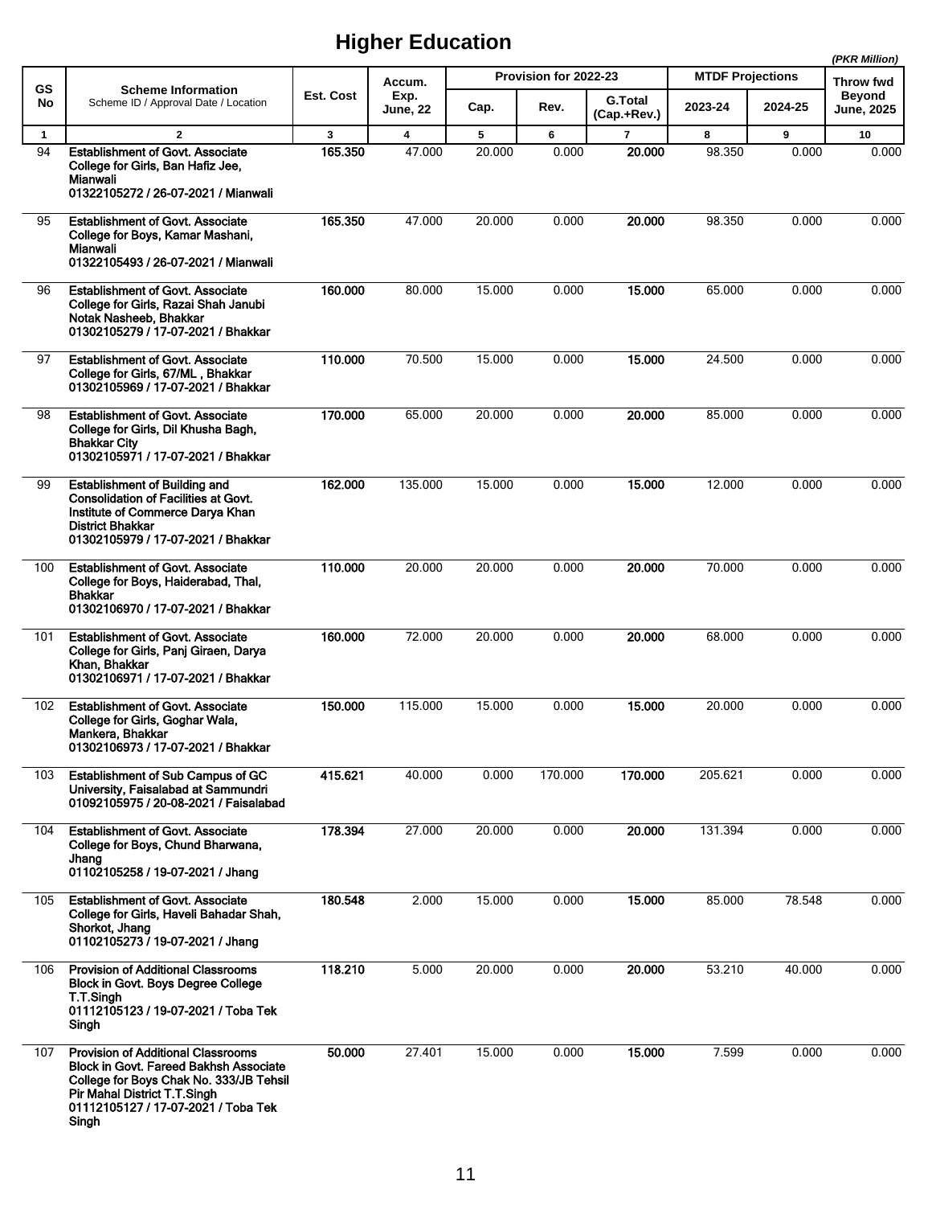# Higher Education

*(PKR Million)*

| GS No | Scheme Information<br>Scheme ID / Approval Date / Location | Est. Cost | Accum. Exp. June, 22 | Provision for 2022-23 | | | MTDF Projections | | Throw fwd Beyond June, 2025 |
|---|---|---|---|---|---|---|---|---|---|
| | | | | Cap. | Rev. | G.Total (Cap.+Rev.) | 2023-24 | 2024-25 | |
| 1 | 2 | 3 | 4 | 5 | 6 | 7 | 8 | 9 | 10 |
| 94 | **Establishment of Govt. Associate College for Girls, Ban Hafiz Jee, Mianwali**<br>**01322105272 / 26-07-2021 / Mianwali** | **165.350** | 47.000 | 20.000 | 0.000 | **20.000** | 98.350 | 0.000 | 0.000 |
| 95 | **Establishment of Govt. Associate College for Boys, Kamar Mashani, Mianwali**<br>**01322105493 / 26-07-2021 / Mianwali** | **165.350** | 47.000 | 20.000 | 0.000 | **20.000** | 98.350 | 0.000 | 0.000 |
| 96 | **Establishment of Govt. Associate College for Girls, Razai Shah Janubi Notak Nasheeb, Bhakkar**<br>**01302105279 / 17-07-2021 / Bhakkar** | **160.000** | 80.000 | 15.000 | 0.000 | **15.000** | 65.000 | 0.000 | 0.000 |
| 97 | **Establishment of Govt. Associate College for Girls, 67/ML , Bhakkar**<br>**01302105969 / 17-07-2021 / Bhakkar** | **110.000** | 70.500 | 15.000 | 0.000 | **15.000** | 24.500 | 0.000 | 0.000 |
| 98 | **Establishment of Govt. Associate College for Girls, Dil Khusha Bagh, Bhakkar City**<br>**01302105971 / 17-07-2021 / Bhakkar** | **170.000** | 65.000 | 20.000 | 0.000 | **20.000** | 85.000 | 0.000 | 0.000 |
| 99 | **Establishment of Building and Consolidation of Facilities at Govt. Institute of Commerce Darya Khan District Bhakkar**<br>**01302105979 / 17-07-2021 / Bhakkar** | **162.000** | 135.000 | 15.000 | 0.000 | **15.000** | 12.000 | 0.000 | 0.000 |
| 100 | **Establishment of Govt. Associate College for Boys, Haiderabad, Thal, Bhakkar**<br>**01302106970 / 17-07-2021 / Bhakkar** | **110.000** | 20.000 | 20.000 | 0.000 | **20.000** | 70.000 | 0.000 | 0.000 |
| 101 | **Establishment of Govt. Associate College for Girls, Panj Giraen, Darya Khan, Bhakkar**<br>**01302106971 / 17-07-2021 / Bhakkar** | **160.000** | 72.000 | 20.000 | 0.000 | **20.000** | 68.000 | 0.000 | 0.000 |
| 102 | **Establishment of Govt. Associate College for Girls, Goghar Wala, Mankera, Bhakkar**<br>**01302106973 / 17-07-2021 / Bhakkar** | **150.000** | 115.000 | 15.000 | 0.000 | **15.000** | 20.000 | 0.000 | 0.000 |
| 103 | **Establishment of Sub Campus of GC University, Faisalabad at Sammundri**<br>**01092105975 / 20-08-2021 / Faisalabad** | **415.621** | 40.000 | 0.000 | 170.000 | **170.000** | 205.621 | 0.000 | 0.000 |
| 104 | **Establishment of Govt. Associate College for Boys, Chund Bharwana, Jhang**<br>**01102105258 / 19-07-2021 / Jhang** | **178.394** | 27.000 | 20.000 | 0.000 | **20.000** | 131.394 | 0.000 | 0.000 |
| 105 | **Establishment of Govt. Associate College for Girls, Haveli Bahadar Shah, Shorkot, Jhang**<br>**01102105273 / 19-07-2021 / Jhang** | **180.548** | 2.000 | 15.000 | 0.000 | **15.000** | 85.000 | 78.548 | 0.000 |
| 106 | **Provision of Additional Classrooms Block in Govt. Boys Degree College T.T.Singh**<br>**01112105123 / 19-07-2021 / Toba Tek Singh** | **118.210** | 5.000 | 20.000 | 0.000 | **20.000** | 53.210 | 40.000 | 0.000 |
| 107 | **Provision of Additional Classrooms Block in Govt. Fareed Bakhsh Associate College for Boys Chak No. 333/JB Tehsil Pir Mahal District T.T.Singh**<br>**01112105127 / 17-07-2021 / Toba Tek Singh** | **50.000** | 27.401 | 15.000 | 0.000 | **15.000** | 7.599 | 0.000 | 0.000 |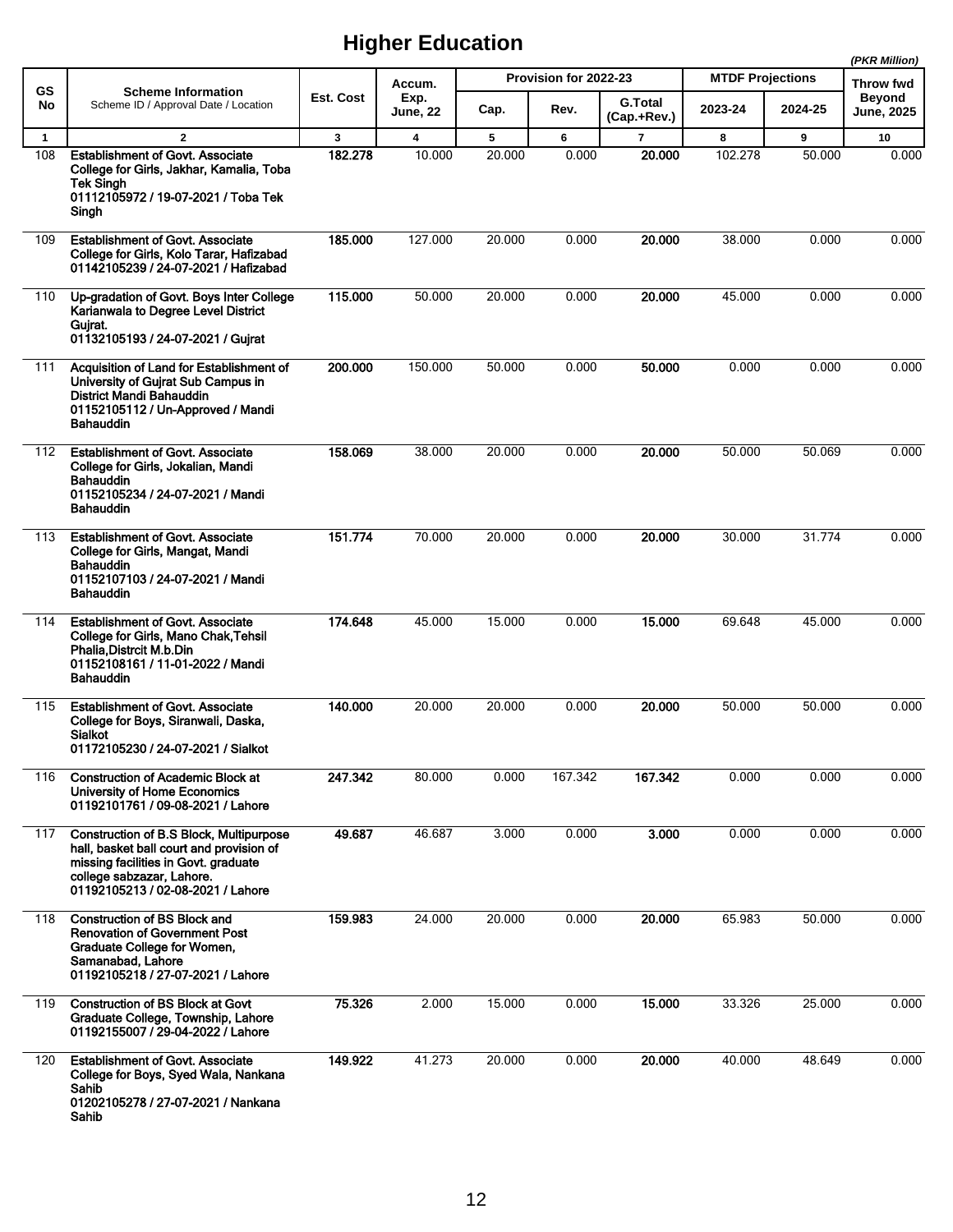# Higher Education

*(PKR Million)*

| GS No | Scheme Information<br>Scheme ID / Approval Date / Location | Est. Cost | Accum. Exp. June, 22 | Provision for 2022-23 | | | MTDF Projections | | Throw fwd Beyond June, 2025 |
|---|---|---|---|---|---|---|---|---|---|
| | | | | Cap. | Rev. | G.Total (Cap.+Rev.) | 2023-24 | 2024-25 | |
| 1 | 2 | 3 | 4 | 5 | 6 | 7 | 8 | 9 | 10 |
| 108 | **Establishment of Govt. Associate College for Girls, Jakhar, Kamalia, Toba Tek Singh<br>01112105972 / 19-07-2021 / Toba Tek Singh** | **182.278** | 10.000 | 20.000 | 0.000 | **20.000** | 102.278 | 50.000 | 0.000 |
| 109 | **Establishment of Govt. Associate College for Girls, Kolo Tarar, Hafizabad<br>01142105239 / 24-07-2021 / Hafizabad** | **185.000** | 127.000 | 20.000 | 0.000 | **20.000** | 38.000 | 0.000 | 0.000 |
| 110 | **Up-gradation of Govt. Boys Inter College Karianwala to Degree Level District Gujrat.<br>01132105193 / 24-07-2021 / Gujrat** | **115.000** | 50.000 | 20.000 | 0.000 | **20.000** | 45.000 | 0.000 | 0.000 |
| 111 | **Acquisition of Land for Establishment of University of Gujrat Sub Campus in District Mandi Bahauddin<br>01152105112 / Un-Approved / Mandi Bahauddin** | **200.000** | 150.000 | 50.000 | 0.000 | **50.000** | 0.000 | 0.000 | 0.000 |
| 112 | **Establishment of Govt. Associate College for Girls, Jokalian, Mandi Bahauddin<br>01152105234 / 24-07-2021 / Mandi Bahauddin** | **158.069** | 38.000 | 20.000 | 0.000 | **20.000** | 50.000 | 50.069 | 0.000 |
| 113 | **Establishment of Govt. Associate College for Girls, Mangat, Mandi Bahauddin<br>01152107103 / 24-07-2021 / Mandi Bahauddin** | **151.774** | 70.000 | 20.000 | 0.000 | **20.000** | 30.000 | 31.774 | 0.000 |
| 114 | **Establishment of Govt. Associate College for Girls, Mano Chak,Tehsil Phalia,Distrcit M.b.Din<br>01152108161 / 11-01-2022 / Mandi Bahauddin** | **174.648** | 45.000 | 15.000 | 0.000 | **15.000** | 69.648 | 45.000 | 0.000 |
| 115 | **Establishment of Govt. Associate College for Boys, Siranwali, Daska, Sialkot<br>01172105230 / 24-07-2021 / Sialkot** | **140.000** | 20.000 | 20.000 | 0.000 | **20.000** | 50.000 | 50.000 | 0.000 |
| 116 | **Construction of Academic Block at University of Home Economics<br>01192101761 / 09-08-2021 / Lahore** | **247.342** | 80.000 | 0.000 | 167.342 | **167.342** | 0.000 | 0.000 | 0.000 |
| 117 | **Construction of B.S Block, Multipurpose hall, basket ball court and provision of missing facilities in Govt. graduate college sabzazar, Lahore.<br>01192105213 / 02-08-2021 / Lahore** | **49.687** | 46.687 | 3.000 | 0.000 | **3.000** | 0.000 | 0.000 | 0.000 |
| 118 | **Construction of BS Block and Renovation of Government Post Graduate College for Women, Samanabad, Lahore<br>01192105218 / 27-07-2021 / Lahore** | **159.983** | 24.000 | 20.000 | 0.000 | **20.000** | 65.983 | 50.000 | 0.000 |
| 119 | **Construction of BS Block at Govt Graduate College, Township, Lahore<br>01192155007 / 29-04-2022 / Lahore** | **75.326** | 2.000 | 15.000 | 0.000 | **15.000** | 33.326 | 25.000 | 0.000 |
| 120 | **Establishment of Govt. Associate College for Boys, Syed Wala, Nankana Sahib<br>01202105278 / 27-07-2021 / Nankana Sahib** | **149.922** | 41.273 | 20.000 | 0.000 | **20.000** | 40.000 | 48.649 | 0.000 |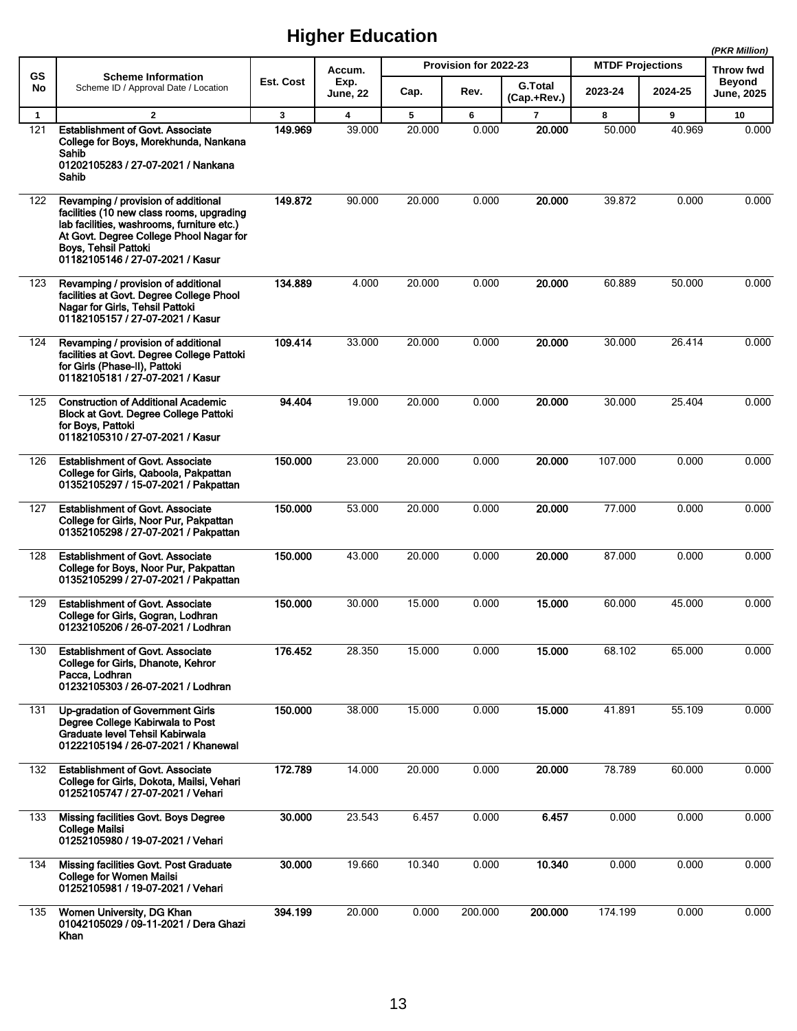# Higher Education

*(PKR Million)*

| GS No | Scheme Information<br>Scheme ID / Approval Date / Location | Est. Cost | Accum. Exp. June, 22 | Provision for 2022-23 | | | MTDF Projections | | Throw fwd Beyond June, 2025 |
|---|---|---|---|---|---|---|---|---|---|
| | | | | Cap. | Rev. | G.Total (Cap.+Rev.) | 2023-24 | 2024-25 | |
| 1 | 2 | 3 | 4 | 5 | 6 | 7 | 8 | 9 | 10 |
| 121 | **Establishment of Govt. Associate College for Boys, Morekhunda, Nankana Sahib**<br>**01202105283 / 27-07-2021 / Nankana Sahib** | **149.969** | 39.000 | 20.000 | 0.000 | **20.000** | 50.000 | 40.969 | 0.000 |
| 122 | **Revamping / provision of additional facilities (10 new class rooms, upgrading lab facilities, washrooms, furniture etc.) At Govt. Degree College Phool Nagar for Boys, Tehsil Pattoki**<br>**01182105146 / 27-07-2021 / Kasur** | **149.872** | 90.000 | 20.000 | 0.000 | **20.000** | 39.872 | 0.000 | 0.000 |
| 123 | **Revamping / provision of additional facilities at Govt. Degree College Phool Nagar for Girls, Tehsil Pattoki**<br>**01182105157 / 27-07-2021 / Kasur** | **134.889** | 4.000 | 20.000 | 0.000 | **20.000** | 60.889 | 50.000 | 0.000 |
| 124 | **Revamping / provision of additional facilities at Govt. Degree College Pattoki for Girls (Phase-II), Pattoki**<br>**01182105181 / 27-07-2021 / Kasur** | **109.414** | 33.000 | 20.000 | 0.000 | **20.000** | 30.000 | 26.414 | 0.000 |
| 125 | **Construction of Additional Academic Block at Govt. Degree College Pattoki for Boys, Pattoki**<br>**01182105310 / 27-07-2021 / Kasur** | **94.404** | 19.000 | 20.000 | 0.000 | **20.000** | 30.000 | 25.404 | 0.000 |
| 126 | **Establishment of Govt. Associate College for Girls, Qaboola, Pakpattan**<br>**01352105297 / 15-07-2021 / Pakpattan** | **150.000** | 23.000 | 20.000 | 0.000 | **20.000** | 107.000 | 0.000 | 0.000 |
| 127 | **Establishment of Govt. Associate College for Girls, Noor Pur, Pakpattan**<br>**01352105298 / 27-07-2021 / Pakpattan** | **150.000** | 53.000 | 20.000 | 0.000 | **20.000** | 77.000 | 0.000 | 0.000 |
| 128 | **Establishment of Govt. Associate College for Boys, Noor Pur, Pakpattan**<br>**01352105299 / 27-07-2021 / Pakpattan** | **150.000** | 43.000 | 20.000 | 0.000 | **20.000** | 87.000 | 0.000 | 0.000 |
| 129 | **Establishment of Govt. Associate College for Girls, Gogran, Lodhran**<br>**01232105206 / 26-07-2021 / Lodhran** | **150.000** | 30.000 | 15.000 | 0.000 | **15.000** | 60.000 | 45.000 | 0.000 |
| 130 | **Establishment of Govt. Associate College for Girls, Dhanote, Kehror Pacca, Lodhran**<br>**01232105303 / 26-07-2021 / Lodhran** | **176.452** | 28.350 | 15.000 | 0.000 | **15.000** | 68.102 | 65.000 | 0.000 |
| 131 | **Up-gradation of Government Girls Degree College Kabirwala to Post Graduate level Tehsil Kabirwala**<br>**01222105194 / 26-07-2021 / Khanewal** | **150.000** | 38.000 | 15.000 | 0.000 | **15.000** | 41.891 | 55.109 | 0.000 |
| 132 | **Establishment of Govt. Associate College for Girls, Dokota, Mailsi, Vehari**<br>**01252105747 / 27-07-2021 / Vehari** | **172.789** | 14.000 | 20.000 | 0.000 | **20.000** | 78.789 | 60.000 | 0.000 |
| 133 | **Missing facilities Govt. Boys Degree College Mailsi**<br>**01252105980 / 19-07-2021 / Vehari** | **30.000** | 23.543 | 6.457 | 0.000 | **6.457** | 0.000 | 0.000 | 0.000 |
| 134 | **Missing facilities Govt. Post Graduate College for Women Mailsi**<br>**01252105981 / 19-07-2021 / Vehari** | **30.000** | 19.660 | 10.340 | 0.000 | **10.340** | 0.000 | 0.000 | 0.000 |
| 135 | **Women University, DG Khan**<br>**01042105029 / 09-11-2021 / Dera Ghazi Khan** | **394.199** | 20.000 | 0.000 | 200.000 | **200.000** | 174.199 | 0.000 | 0.000 |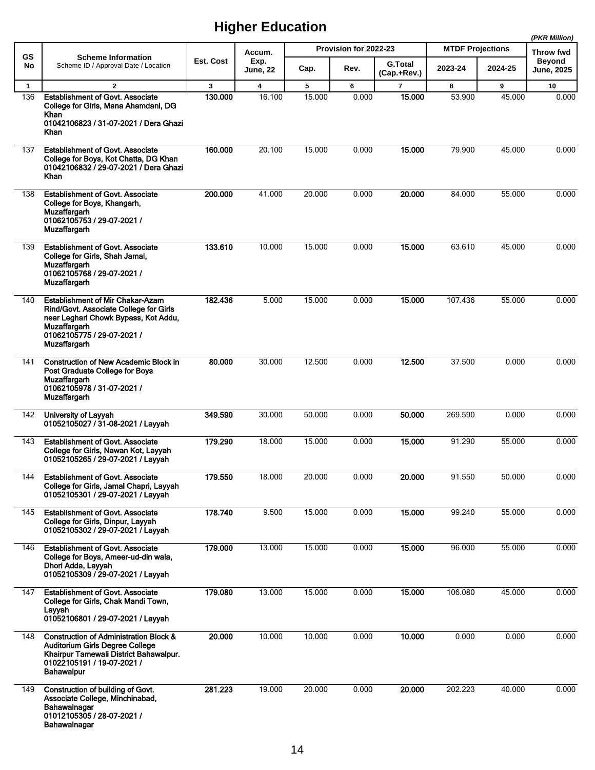# Higher Education

*(PKR Million)*

| GS No | Scheme Information<br>Scheme ID / Approval Date / Location | Est. Cost | Accum. Exp. June, 22 | Provision for 2022-23 | | | MTDF Projections | | Throw fwd Beyond June, 2025 |
|---|---|---|---|---|---|---|---|---|---|
| | | | | Cap. | Rev. | G.Total (Cap.+Rev.) | 2023-24 | 2024-25 | |
| 1 | 2 | 3 | 4 | 5 | 6 | 7 | 8 | 9 | 10 |
| 136 | **Establishment of Govt. Associate College for Girls, Mana Ahamdani, DG Khan<br>01042106823 / 31-07-2021 / Dera Ghazi Khan** | **130.000** | 16.100 | 15.000 | 0.000 | **15.000** | 53.900 | 45.000 | 0.000 |
| 137 | **Establishment of Govt. Associate College for Boys, Kot Chatta, DG Khan<br>01042106832 / 29-07-2021 / Dera Ghazi Khan** | **160.000** | 20.100 | 15.000 | 0.000 | **15.000** | 79.900 | 45.000 | 0.000 |
| 138 | **Establishment of Govt. Associate College for Boys, Khangarh, Muzaffargarh<br>01062105753 / 29-07-2021 / Muzaffargarh** | **200.000** | 41.000 | 20.000 | 0.000 | **20.000** | 84.000 | 55.000 | 0.000 |
| 139 | **Establishment of Govt. Associate College for Girls, Shah Jamal, Muzaffargarh<br>01062105768 / 29-07-2021 / Muzaffargarh** | **133.610** | 10.000 | 15.000 | 0.000 | **15.000** | 63.610 | 45.000 | 0.000 |
| 140 | **Establishment of Mir Chakar-Azam Rind/Govt. Associate College for Girls near Leghari Chowk Bypass, Kot Addu, Muzaffargarh<br>01062105775 / 29-07-2021 / Muzaffargarh** | **182.436** | 5.000 | 15.000 | 0.000 | **15.000** | 107.436 | 55.000 | 0.000 |
| 141 | **Construction of New Academic Block in Post Graduate College for Boys Muzaffargarh<br>01062105978 / 31-07-2021 / Muzaffargarh** | **80.000** | 30.000 | 12.500 | 0.000 | **12.500** | 37.500 | 0.000 | 0.000 |
| 142 | **University of Layyah<br>01052105027 / 31-08-2021 / Layyah** | **349.590** | 30.000 | 50.000 | 0.000 | **50.000** | 269.590 | 0.000 | 0.000 |
| 143 | **Establishment of Govt. Associate College for Girls, Nawan Kot, Layyah<br>01052105265 / 29-07-2021 / Layyah** | **179.290** | 18.000 | 15.000 | 0.000 | **15.000** | 91.290 | 55.000 | 0.000 |
| 144 | **Establishment of Govt. Associate College for Girls, Jamal Chapri, Layyah<br>01052105301 / 29-07-2021 / Layyah** | **179.550** | 18.000 | 20.000 | 0.000 | **20.000** | 91.550 | 50.000 | 0.000 |
| 145 | **Establishment of Govt. Associate College for Girls, Dinpur, Layyah<br>01052105302 / 29-07-2021 / Layyah** | **178.740** | 9.500 | 15.000 | 0.000 | **15.000** | 99.240 | 55.000 | 0.000 |
| 146 | **Establishment of Govt. Associate College for Boys, Ameer-ud-din wala, Dhori Adda, Layyah<br>01052105309 / 29-07-2021 / Layyah** | **179.000** | 13.000 | 15.000 | 0.000 | **15.000** | 96.000 | 55.000 | 0.000 |
| 147 | **Establishment of Govt. Associate College for Girls, Chak Mandi Town, Layyah<br>01052106801 / 29-07-2021 / Layyah** | **179.080** | 13.000 | 15.000 | 0.000 | **15.000** | 106.080 | 45.000 | 0.000 |
| 148 | **Construction of Administration Block & Auditorium Girls Degree College Khairpur Tamewali District Bahawalpur.<br>01022105191 / 19-07-2021 / Bahawalpur** | **20.000** | 10.000 | 10.000 | 0.000 | **10.000** | 0.000 | 0.000 | 0.000 |
| 149 | **Construction of building of Govt. Associate College, Minchinabad, Bahawalnagar<br>01012105305 / 28-07-2021 / Bahawalnagar** | **281.223** | 19.000 | 20.000 | 0.000 | **20.000** | 202.223 | 40.000 | 0.000 |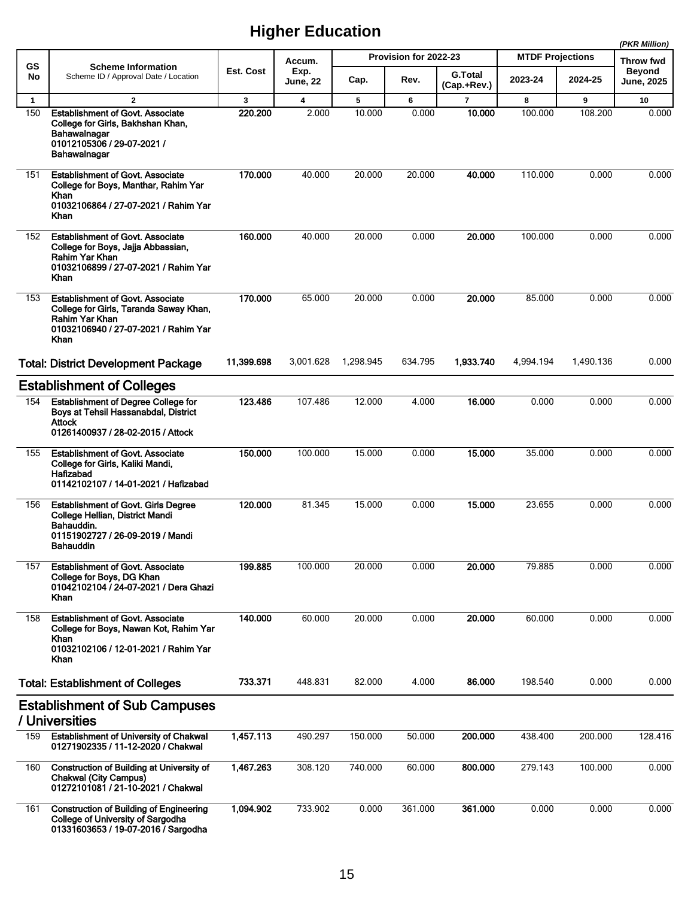# Higher Education

*(PKR Million)*

| GS No | Scheme Information<br>Scheme ID / Approval Date / Location | Est. Cost | Accum. Exp. June, 22 | Provision for 2022-23 | | | MTDF Projections | | Throw fwd Beyond June, 2025 |
|---|---|---|---|---|---|---|---|---|---|
| | | | | Cap. | Rev. | G.Total (Cap.+Rev.) | 2023-24 | 2024-25 | |
| 1 | 2 | 3 | 4 | 5 | 6 | 7 | 8 | 9 | 10 |
| 150 | **Establishment of Govt. Associate College for Girls, Bakhshan Khan, Bahawalnagar**<br>**01012105306 / 29-07-2021 / Bahawalnagar** | **220.200** | 2.000 | 10.000 | 0.000 | **10.000** | 100.000 | 108.200 | 0.000 |
| 151 | **Establishment of Govt. Associate College for Boys, Manthar, Rahim Yar Khan**<br>**01032106864 / 27-07-2021 / Rahim Yar Khan** | **170.000** | 40.000 | 20.000 | 20.000 | **40.000** | 110.000 | 0.000 | 0.000 |
| 152 | **Establishment of Govt. Associate College for Boys, Jajja Abbassian, Rahim Yar Khan**<br>**01032106899 / 27-07-2021 / Rahim Yar Khan** | **160.000** | 40.000 | 20.000 | 0.000 | **20.000** | 100.000 | 0.000 | 0.000 |
| 153 | **Establishment of Govt. Associate College for Girls, Taranda Saway Khan, Rahim Yar Khan**<br>**01032106940 / 27-07-2021 / Rahim Yar Khan** | **170.000** | 65.000 | 20.000 | 0.000 | **20.000** | 85.000 | 0.000 | 0.000 |
| | **Total: District Development Package** | **11,399.698** | 3,001.628 | 1,298.945 | 634.795 | **1,933.740** | 4,994.194 | 1,490.136 | 0.000 |

## Establishment of Colleges

| GS No | Scheme Information | Est. Cost | Accum. Exp. June, 22 | Cap. | Rev. | G.Total (Cap.+Rev.) | 2023-24 | 2024-25 | Throw fwd Beyond June, 2025 |
|---|---|---|---|---|---|---|---|---|---|
| 154 | **Establishment of Degree College for Boys at Tehsil Hassanabdal, District Attock**<br>**01261400937 / 28-02-2015 / Attock** | **123.486** | 107.486 | 12.000 | 4.000 | **16.000** | 0.000 | 0.000 | 0.000 |
| 155 | **Establishment of Govt. Associate College for Girls, Kaliki Mandi, Hafizabad**<br>**01142102107 / 14-01-2021 / Hafizabad** | **150.000** | 100.000 | 15.000 | 0.000 | **15.000** | 35.000 | 0.000 | 0.000 |
| 156 | **Establishment of Govt. Girls Degree College Hellian, District Mandi Bahauddin.**<br>**01151902727 / 26-09-2019 / Mandi Bahauddin** | **120.000** | 81.345 | 15.000 | 0.000 | **15.000** | 23.655 | 0.000 | 0.000 |
| 157 | **Establishment of Govt. Associate College for Boys, DG Khan**<br>**01042102104 / 24-07-2021 / Dera Ghazi Khan** | **199.885** | 100.000 | 20.000 | 0.000 | **20.000** | 79.885 | 0.000 | 0.000 |
| 158 | **Establishment of Govt. Associate College for Boys, Nawan Kot, Rahim Yar Khan**<br>**01032102106 / 12-01-2021 / Rahim Yar Khan** | **140.000** | 60.000 | 20.000 | 0.000 | **20.000** | 60.000 | 0.000 | 0.000 |
| | **Total: Establishment of Colleges** | **733.371** | 448.831 | 82.000 | 4.000 | **86.000** | 198.540 | 0.000 | 0.000 |

## Establishment of Sub Campuses / Universities

| GS No | Scheme Information | Est. Cost | Accum. Exp. June, 22 | Cap. | Rev. | G.Total (Cap.+Rev.) | 2023-24 | 2024-25 | Throw fwd Beyond June, 2025 |
|---|---|---|---|---|---|---|---|---|---|
| 159 | **Establishment of University of Chakwal**<br>**01271902335 / 11-12-2020 / Chakwal** | **1,457.113** | 490.297 | 150.000 | 50.000 | **200.000** | 438.400 | 200.000 | 128.416 |
| 160 | **Construction of Building at University of Chakwal (City Campus)**<br>**01272101081 / 21-10-2021 / Chakwal** | **1,467.263** | 308.120 | 740.000 | 60.000 | **800.000** | 279.143 | 100.000 | 0.000 |
| 161 | **Construction of Building of Engineering College of University of Sargodha**<br>**01331603653 / 19-07-2016 / Sargodha** | **1,094.902** | 733.902 | 0.000 | 361.000 | **361.000** | 0.000 | 0.000 | 0.000 |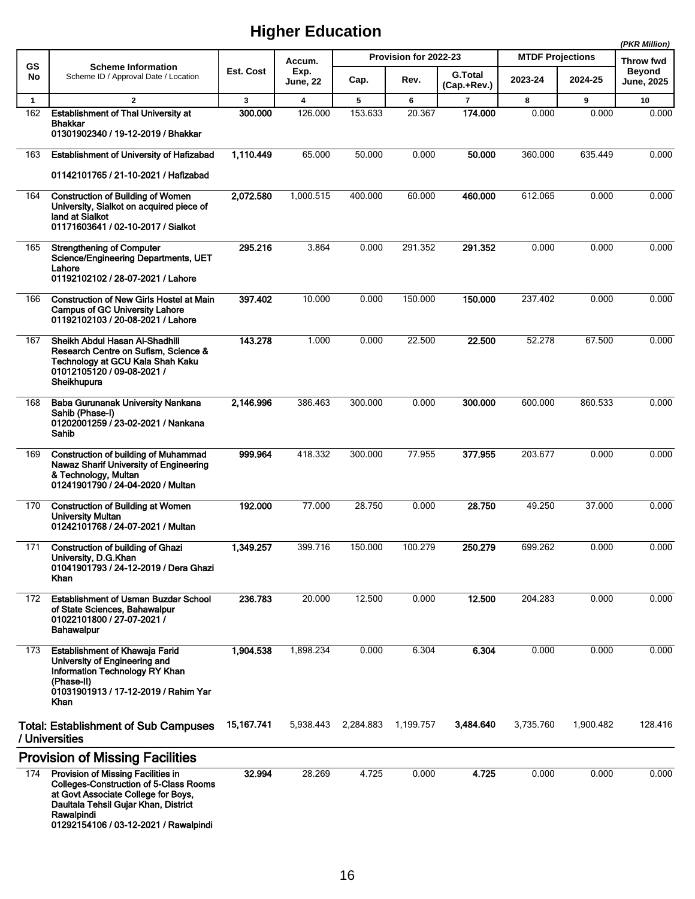# Higher Education

(PKR Million)

| GS No | Scheme Information<br>Scheme ID / Approval Date / Location | Est. Cost | Accum. Exp. June, 22 | Provision for 2022-23 | | | MTDF Projections | | Throw fwd Beyond June, 2025 |
|---|---|---|---|---|---|---|---|---|---|
| | | | | Cap. | Rev. | G.Total (Cap.+Rev.) | 2023-24 | 2024-25 | |
| 1 | 2 | 3 | 4 | 5 | 6 | 7 | 8 | 9 | 10 |
| 162 | **Establishment of Thal University at Bhakkar**<br>**01301902340 / 19-12-2019 / Bhakkar** | **300.000** | 126.000 | 153.633 | 20.367 | **174.000** | 0.000 | 0.000 | 0.000 |
| 163 | **Establishment of University of Hafizabad**<br>**01142101765 / 21-10-2021 / Hafizabad** | **1,110.449** | 65.000 | 50.000 | 0.000 | **50.000** | 360.000 | 635.449 | 0.000 |
| 164 | **Construction of Building of Women University, Sialkot on acquired piece of land at Sialkot**<br>**01171603641 / 02-10-2017 / Sialkot** | **2,072.580** | 1,000.515 | 400.000 | 60.000 | **460.000** | 612.065 | 0.000 | 0.000 |
| 165 | **Strengthening of Computer Science/Engineering Departments, UET Lahore**<br>**01192102102 / 28-07-2021 / Lahore** | **295.216** | 3.864 | 0.000 | 291.352 | **291.352** | 0.000 | 0.000 | 0.000 |
| 166 | **Construction of New Girls Hostel at Main Campus of GC University Lahore**<br>**01192102103 / 20-08-2021 / Lahore** | **397.402** | 10.000 | 0.000 | 150.000 | **150.000** | 237.402 | 0.000 | 0.000 |
| 167 | **Sheikh Abdul Hasan Al-Shadhili Research Centre on Sufism, Science & Technology at GCU Kala Shah Kaku**<br>**01012105120 / 09-08-2021 / Sheikhupura** | **143.278** | 1.000 | 0.000 | 22.500 | **22.500** | 52.278 | 67.500 | 0.000 |
| 168 | **Baba Gurunanak University Nankana Sahib (Phase-I)**<br>**01202001259 / 23-02-2021 / Nankana Sahib** | **2,146.996** | 386.463 | 300.000 | 0.000 | **300.000** | 600.000 | 860.533 | 0.000 |
| 169 | **Construction of building of Muhammad Nawaz Sharif University of Engineering & Technology, Multan**<br>**01241901790 / 24-04-2020 / Multan** | **999.964** | 418.332 | 300.000 | 77.955 | **377.955** | 203.677 | 0.000 | 0.000 |
| 170 | **Construction of Building at Women University Multan**<br>**01242101768 / 24-07-2021 / Multan** | **192.000** | 77.000 | 28.750 | 0.000 | **28.750** | 49.250 | 37.000 | 0.000 |
| 171 | **Construction of building of Ghazi University, D.G.Khan**<br>**01041901793 / 24-12-2019 / Dera Ghazi Khan** | **1,349.257** | 399.716 | 150.000 | 100.279 | **250.279** | 699.262 | 0.000 | 0.000 |
| 172 | **Establishment of Usman Buzdar School of State Sciences, Bahawalpur**<br>**01022101800 / 27-07-2021 / Bahawalpur** | **236.783** | 20.000 | 12.500 | 0.000 | **12.500** | 204.283 | 0.000 | 0.000 |
| 173 | **Establishment of Khawaja Farid University of Engineering and Information Technology RY Khan (Phase-II)**<br>**01031901913 / 17-12-2019 / Rahim Yar Khan** | **1,904.538** | 1,898.234 | 0.000 | 6.304 | **6.304** | 0.000 | 0.000 | 0.000 |
| | **Total: Establishment of Sub Campuses / Universities** | **15,167.741** | 5,938.443 | 2,284.883 | 1,199.757 | **3,484.640** | 3,735.760 | 1,900.482 | 128.416 |

## Provision of Missing Facilities

| GS No | Scheme Information<br>Scheme ID / Approval Date / Location | Est. Cost | Accum. Exp. June, 22 | Cap. | Rev. | G.Total (Cap.+Rev.) | 2023-24 | 2024-25 | Throw fwd Beyond June, 2025 |
|---|---|---|---|---|---|---|---|---|---|
| 174 | **Provision of Missing Facilities in Colleges-Construction of 5-Class Rooms at Govt Associate College for Boys, Daultala Tehsil Gujar Khan, District Rawalpindi**<br>**01292154106 / 03-12-2021 / Rawalpindi** | **32.994** | 28.269 | 4.725 | 0.000 | **4.725** | 0.000 | 0.000 | 0.000 |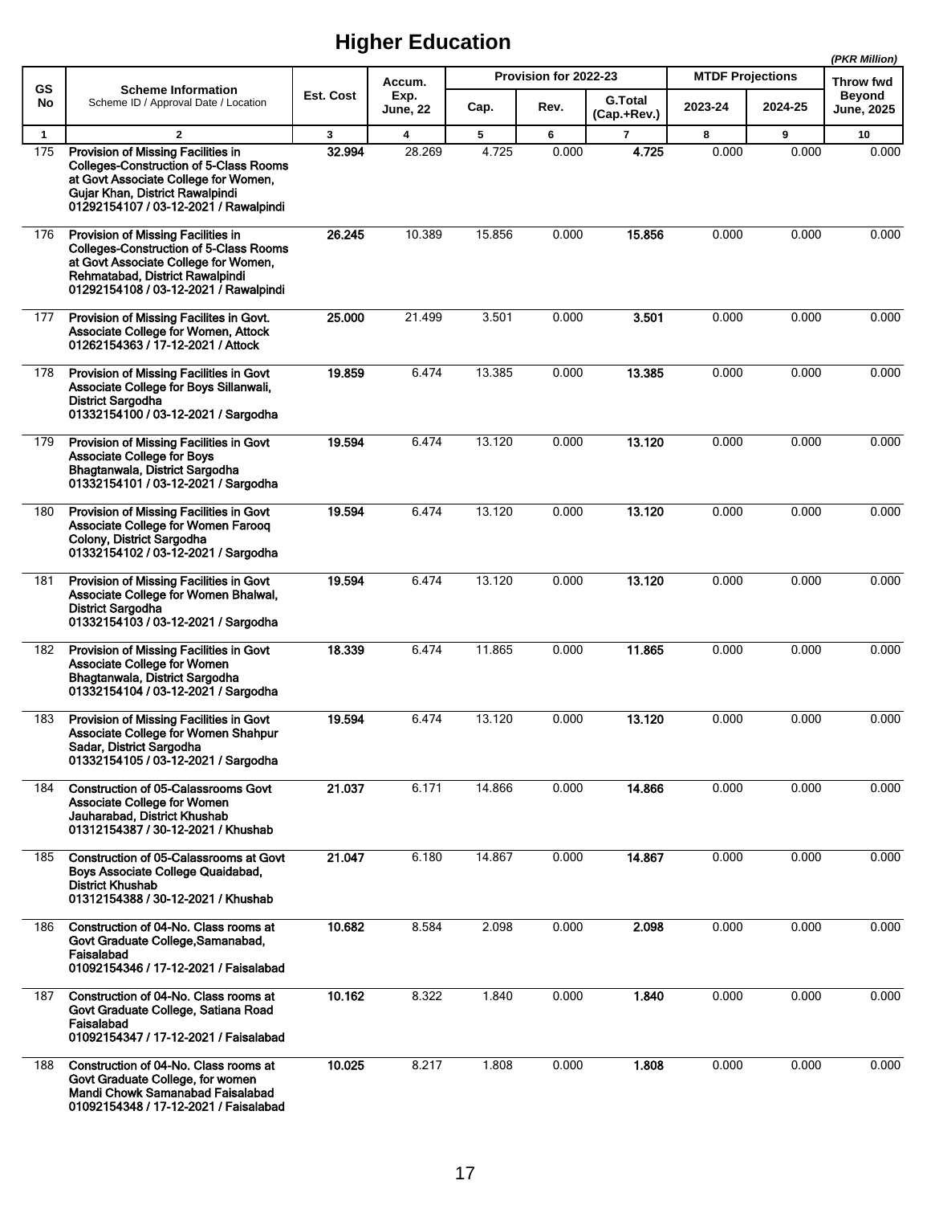# Higher Education

*(PKR Million)*

| GS No | Scheme Information<br>Scheme ID / Approval Date / Location | Est. Cost | Accum. Exp. June, 22 | Provision for 2022-23 | | | MTDF Projections | | Throw fwd Beyond June, 2025 |
|---|---|---|---|---|---|---|---|---|---|
| | | | | Cap. | Rev. | G.Total (Cap.+Rev.) | 2023-24 | 2024-25 | |
| 1 | 2 | 3 | 4 | 5 | 6 | 7 | 8 | 9 | 10 |
| 175 | **Provision of Missing Facilities in Colleges-Construction of 5-Class Rooms at Govt Associate College for Women, Gujar Khan, District Rawalpindi**<br>**01292154107 / 03-12-2021 / Rawalpindi** | **32.994** | 28.269 | 4.725 | 0.000 | **4.725** | 0.000 | 0.000 | 0.000 |
| 176 | **Provision of Missing Facilities in Colleges-Construction of 5-Class Rooms at Govt Associate College for Women, Rehmatabad, District Rawalpindi**<br>**01292154108 / 03-12-2021 / Rawalpindi** | **26.245** | 10.389 | 15.856 | 0.000 | **15.856** | 0.000 | 0.000 | 0.000 |
| 177 | **Provision of Missing Facilites in Govt. Associate College for Women, Attock**<br>**01262154363 / 17-12-2021 / Attock** | **25.000** | 21.499 | 3.501 | 0.000 | **3.501** | 0.000 | 0.000 | 0.000 |
| 178 | **Provision of Missing Facilities in Govt Associate College for Boys Sillanwali, District Sargodha**<br>**01332154100 / 03-12-2021 / Sargodha** | **19.859** | 6.474 | 13.385 | 0.000 | **13.385** | 0.000 | 0.000 | 0.000 |
| 179 | **Provision of Missing Facilities in Govt Associate College for Boys Bhagtanwala, District Sargodha**<br>**01332154101 / 03-12-2021 / Sargodha** | **19.594** | 6.474 | 13.120 | 0.000 | **13.120** | 0.000 | 0.000 | 0.000 |
| 180 | **Provision of Missing Facilities in Govt Associate College for Women Farooq Colony, District Sargodha**<br>**01332154102 / 03-12-2021 / Sargodha** | **19.594** | 6.474 | 13.120 | 0.000 | **13.120** | 0.000 | 0.000 | 0.000 |
| 181 | **Provision of Missing Facilities in Govt Associate College for Women Bhalwal, District Sargodha**<br>**01332154103 / 03-12-2021 / Sargodha** | **19.594** | 6.474 | 13.120 | 0.000 | **13.120** | 0.000 | 0.000 | 0.000 |
| 182 | **Provision of Missing Facilities in Govt Associate College for Women Bhagtanwala, District Sargodha**<br>**01332154104 / 03-12-2021 / Sargodha** | **18.339** | 6.474 | 11.865 | 0.000 | **11.865** | 0.000 | 0.000 | 0.000 |
| 183 | **Provision of Missing Facilities in Govt Associate College for Women Shahpur Sadar, District Sargodha**<br>**01332154105 / 03-12-2021 / Sargodha** | **19.594** | 6.474 | 13.120 | 0.000 | **13.120** | 0.000 | 0.000 | 0.000 |
| 184 | **Construction of 05-Calassrooms Govt Associate College for Women Jauharabad, District Khushab**<br>**01312154387 / 30-12-2021 / Khushab** | **21.037** | 6.171 | 14.866 | 0.000 | **14.866** | 0.000 | 0.000 | 0.000 |
| 185 | **Construction of 05-Calassrooms at Govt Boys Associate College Quaidabad, District Khushab**<br>**01312154388 / 30-12-2021 / Khushab** | **21.047** | 6.180 | 14.867 | 0.000 | **14.867** | 0.000 | 0.000 | 0.000 |
| 186 | **Construction of 04-No. Class rooms at Govt Graduate College,Samanabad, Faisalabad**<br>**01092154346 / 17-12-2021 / Faisalabad** | **10.682** | 8.584 | 2.098 | 0.000 | **2.098** | 0.000 | 0.000 | 0.000 |
| 187 | **Construction of 04-No. Class rooms at Govt Graduate College, Satiana Road Faisalabad**<br>**01092154347 / 17-12-2021 / Faisalabad** | **10.162** | 8.322 | 1.840 | 0.000 | **1.840** | 0.000 | 0.000 | 0.000 |
| 188 | **Construction of 04-No. Class rooms at Govt Graduate College, for women Mandi Chowk Samanabad Faisalabad**<br>**01092154348 / 17-12-2021 / Faisalabad** | **10.025** | 8.217 | 1.808 | 0.000 | **1.808** | 0.000 | 0.000 | 0.000 |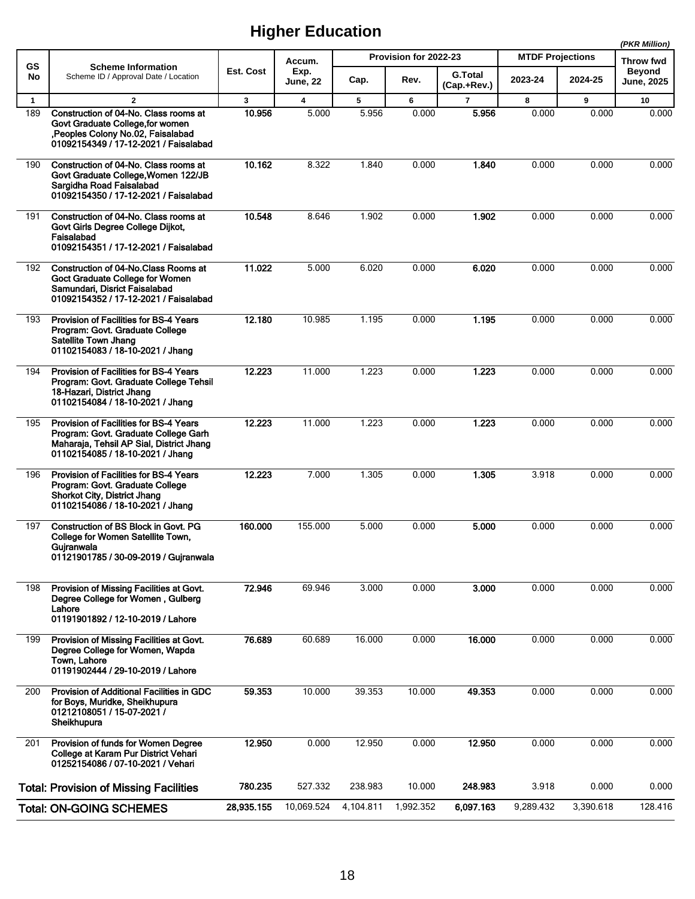# Higher Education

*(PKR Million)*

| GS No | Scheme Information<br>Scheme ID / Approval Date / Location | Est. Cost | Accum. Exp. June, 22 | Provision for 2022-23 | | | MTDF Projections | | Throw fwd Beyond June, 2025 |
|---|---|---|---|---|---|---|---|---|---|
| | | | | Cap. | Rev. | G.Total (Cap.+Rev.) | 2023-24 | 2024-25 | |
| 1 | 2 | 3 | 4 | 5 | 6 | 7 | 8 | 9 | 10 |
| 189 | Construction of 04-No. Class rooms at Govt Graduate College,for women ,Peoples Colony No.02, Faisalabad<br>01092154349 / 17-12-2021 / Faisalabad | 10.956 | 5.000 | 5.956 | 0.000 | 5.956 | 0.000 | 0.000 | 0.000 |
| 190 | Construction of 04-No. Class rooms at Govt Graduate College,Women 122/JB Sargidha Road Faisalabad<br>01092154350 / 17-12-2021 / Faisalabad | 10.162 | 8.322 | 1.840 | 0.000 | 1.840 | 0.000 | 0.000 | 0.000 |
| 191 | Construction of 04-No. Class rooms at Govt Girls Degree College Dijkot, Faisalabad<br>01092154351 / 17-12-2021 / Faisalabad | 10.548 | 8.646 | 1.902 | 0.000 | 1.902 | 0.000 | 0.000 | 0.000 |
| 192 | Construction of 04-No.Class Rooms at Goct Graduate College for Women Samundari, Disrict Faisalabad<br>01092154352 / 17-12-2021 / Faisalabad | 11.022 | 5.000 | 6.020 | 0.000 | 6.020 | 0.000 | 0.000 | 0.000 |
| 193 | Provision of Facilities for BS-4 Years Program: Govt. Graduate College Satellite Town Jhang<br>01102154083 / 18-10-2021 / Jhang | 12.180 | 10.985 | 1.195 | 0.000 | 1.195 | 0.000 | 0.000 | 0.000 |
| 194 | Provision of Facilities for BS-4 Years Program: Govt. Graduate College Tehsil 18-Hazari, District Jhang<br>01102154084 / 18-10-2021 / Jhang | 12.223 | 11.000 | 1.223 | 0.000 | 1.223 | 0.000 | 0.000 | 0.000 |
| 195 | Provision of Facilities for BS-4 Years Program: Govt. Graduate College Garh Maharaja, Tehsil AP Sial, District Jhang<br>01102154085 / 18-10-2021 / Jhang | 12.223 | 11.000 | 1.223 | 0.000 | 1.223 | 0.000 | 0.000 | 0.000 |
| 196 | Provision of Facilities for BS-4 Years Program: Govt. Graduate College Shorkot City, District Jhang<br>01102154086 / 18-10-2021 / Jhang | 12.223 | 7.000 | 1.305 | 0.000 | 1.305 | 3.918 | 0.000 | 0.000 |
| 197 | Construction of BS Block in Govt. PG College for Women Satellite Town, Gujranwala<br>01121901785 / 30-09-2019 / Gujranwala | 160.000 | 155.000 | 5.000 | 0.000 | 5.000 | 0.000 | 0.000 | 0.000 |
| 198 | Provision of Missing Facilities at Govt. Degree College for Women , Gulberg Lahore<br>01191901892 / 12-10-2019 / Lahore | 72.946 | 69.946 | 3.000 | 0.000 | 3.000 | 0.000 | 0.000 | 0.000 |
| 199 | Provision of Missing Facilities at Govt. Degree College for Women, Wapda Town, Lahore<br>01191902444 / 29-10-2019 / Lahore | 76.689 | 60.689 | 16.000 | 0.000 | 16.000 | 0.000 | 0.000 | 0.000 |
| 200 | Provision of Additional Facilities in GDC for Boys, Muridke, Sheikhupura<br>01212108051 / 15-07-2021 / Sheikhupura | 59.353 | 10.000 | 39.353 | 10.000 | 49.353 | 0.000 | 0.000 | 0.000 |
| 201 | Provision of funds for Women Degree College at Karam Pur District Vehari<br>01252154086 / 07-10-2021 / Vehari | 12.950 | 0.000 | 12.950 | 0.000 | 12.950 | 0.000 | 0.000 | 0.000 |
| | **Total: Provision of Missing Facilities** | 780.235 | 527.332 | 238.983 | 10.000 | 248.983 | 3.918 | 0.000 | 0.000 |
| | **Total: ON-GOING SCHEMES** | 28,935.155 | 10,069.524 | 4,104.811 | 1,992.352 | 6,097.163 | 9,289.432 | 3,390.618 | 128.416 |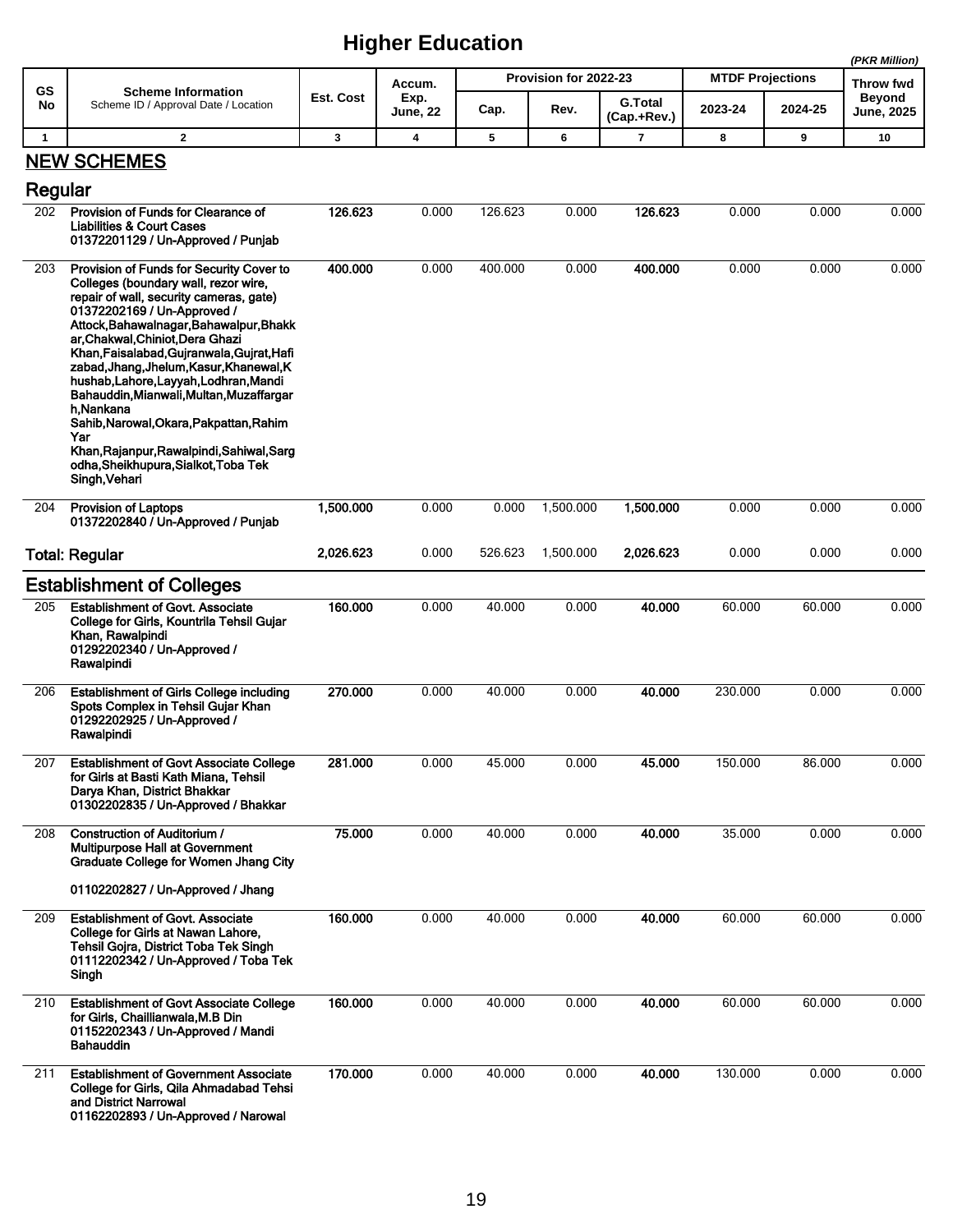# Higher Education

*(PKR Million)*

| GS No | Scheme Information<br>Scheme ID / Approval Date / Location | Est. Cost | Accum. Exp. June, 22 | Provision for 2022-23 | | | MTDF Projections | | Throw fwd Beyond June, 2025 |
|---|---|---|---|---|---|---|---|---|---|
| | | | | Cap. | Rev. | G.Total (Cap.+Rev.) | 2023-24 | 2024-25 | |
| 1 | 2 | 3 | 4 | 5 | 6 | 7 | 8 | 9 | 10 |
| **NEW SCHEMES** | | | | | | | | | |
| **Regular** | | | | | | | | | |
| 202 | **Provision of Funds for Clearance of Liabilities & Court Cases**<br>**01372201129 / Un-Approved / Punjab** | **126.623** | 0.000 | 126.623 | 0.000 | **126.623** | 0.000 | 0.000 | 0.000 |
| 203 | **Provision of Funds for Security Cover to Colleges (boundary wall, rezor wire, repair of wall, security cameras, gate)**<br>**01372202169 / Un-Approved / Attock,Bahawalnagar,Bahawalpur,Bhakkar,Chakwal,Chiniot,Dera Ghazi Khan,Faisalabad,Gujranwala,Gujrat,Hafizabad,Jhang,Jhelum,Kasur,Khanewal,Khushab,Lahore,Layyah,Lodhran,Mandi Bahauddin,Mianwali,Multan,Muzaffargarh,Nankana Sahib,Narowal,Okara,Pakpattan,Rahim Yar Khan,Rajanpur,Rawalpindi,Sahiwal,Sargodha,Sheikhupura,Sialkot,Toba Tek Singh,Vehari** | **400.000** | 0.000 | 400.000 | 0.000 | **400.000** | 0.000 | 0.000 | 0.000 |
| 204 | **Provision of Laptops**<br>**01372202840 / Un-Approved / Punjab** | **1,500.000** | 0.000 | 0.000 | 1,500.000 | **1,500.000** | 0.000 | 0.000 | 0.000 |
| **Total: Regular** | | **2,026.623** | 0.000 | 526.623 | 1,500.000 | **2,026.623** | 0.000 | 0.000 | 0.000 |
| **Establishment of Colleges** | | | | | | | | | |
| 205 | **Establishment of Govt. Associate College for Girls, Kountrila Tehsil Gujar Khan, Rawalpindi**<br>**01292202340 / Un-Approved / Rawalpindi** | **160.000** | 0.000 | 40.000 | 0.000 | **40.000** | 60.000 | 60.000 | 0.000 |
| 206 | **Establishment of Girls College including Spots Complex in Tehsil Gujar Khan**<br>**01292202925 / Un-Approved / Rawalpindi** | **270.000** | 0.000 | 40.000 | 0.000 | **40.000** | 230.000 | 0.000 | 0.000 |
| 207 | **Establishment of Govt Associate College for Girls at Basti Kath Miana, Tehsil Darya Khan, District Bhakkar**<br>**01302202835 / Un-Approved / Bhakkar** | **281.000** | 0.000 | 45.000 | 0.000 | **45.000** | 150.000 | 86.000 | 0.000 |
| 208 | **Construction of Auditorium / Multipurpose Hall at Government Graduate College for Women Jhang City**<br>**01102202827 / Un-Approved / Jhang** | **75.000** | 0.000 | 40.000 | 0.000 | **40.000** | 35.000 | 0.000 | 0.000 |
| 209 | **Establishment of Govt. Associate College for Girls at Nawan Lahore, Tehsil Gojra, District Toba Tek Singh**<br>**01112202342 / Un-Approved / Toba Tek Singh** | **160.000** | 0.000 | 40.000 | 0.000 | **40.000** | 60.000 | 60.000 | 0.000 |
| 210 | **Establishment of Govt Associate College for Girls, Chaillianwala,M.B Din**<br>**01152202343 / Un-Approved / Mandi Bahauddin** | **160.000** | 0.000 | 40.000 | 0.000 | **40.000** | 60.000 | 60.000 | 0.000 |
| 211 | **Establishment of Government Associate College for Girls, Qila Ahmadabad Tehsi and District Narrowal**<br>**01162202893 / Un-Approved / Narowal** | **170.000** | 0.000 | 40.000 | 0.000 | **40.000** | 130.000 | 0.000 | 0.000 |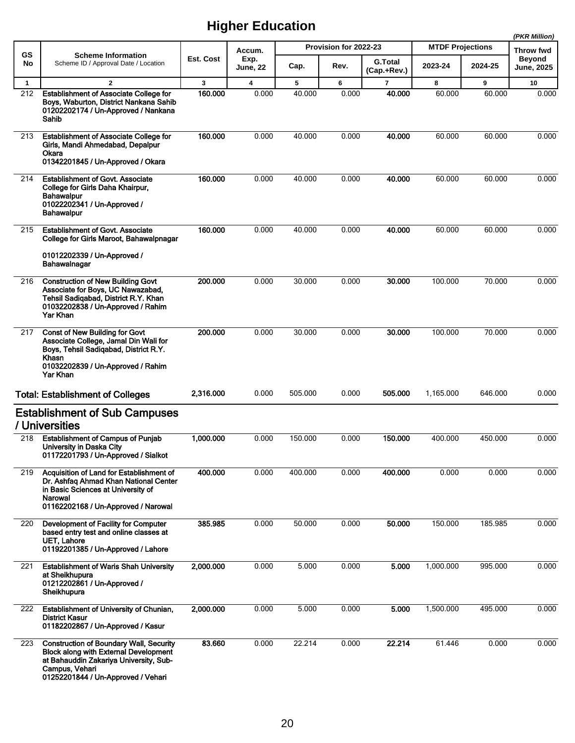# Higher Education

*(PKR Million)*

| GS No | Scheme Information<br>Scheme ID / Approval Date / Location | Est. Cost | Accum. Exp. June, 22 | Provision for 2022-23 | | | MTDF Projections | | Throw fwd Beyond June, 2025 |
|---|---|---|---|---|---|---|---|---|---|
| | | | | Cap. | Rev. | G.Total (Cap.+Rev.) | 2023-24 | 2024-25 | |
| 1 | 2 | 3 | 4 | 5 | 6 | 7 | 8 | 9 | 10 |
| 212 | **Establishment of Associate College for Boys, Waburton, District Nankana Sahib**<br>**01202202174 / Un-Approved / Nankana Sahib** | **160.000** | 0.000 | 40.000 | 0.000 | **40.000** | 60.000 | 60.000 | 0.000 |
| 213 | **Establishment of Associate College for Girls, Mandi Ahmedabad, Depalpur Okara**<br>**01342201845 / Un-Approved / Okara** | **160.000** | 0.000 | 40.000 | 0.000 | **40.000** | 60.000 | 60.000 | 0.000 |
| 214 | **Establishment of Govt. Associate College for Girls Daha Khairpur, Bahawalpur**<br>**01022202341 / Un-Approved / Bahawalpur** | **160.000** | 0.000 | 40.000 | 0.000 | **40.000** | 60.000 | 60.000 | 0.000 |
| 215 | **Establishment of Govt. Associate College for Girls Maroot, Bahawalpnagar**<br>**01012202339 / Un-Approved / Bahawalnagar** | **160.000** | 0.000 | 40.000 | 0.000 | **40.000** | 60.000 | 60.000 | 0.000 |
| 216 | **Construction of New Building Govt Associate for Boys, UC Nawazabad, Tehsil Sadiqabad, District R.Y. Khan**<br>**01032202838 / Un-Approved / Rahim Yar Khan** | **200.000** | 0.000 | 30.000 | 0.000 | **30.000** | 100.000 | 70.000 | 0.000 |
| 217 | **Const of New Building for Govt Associate College, Jamal Din Wali for Boys, Tehsil Sadiqabad, District R.Y. Khasn**<br>**01032202839 / Un-Approved / Rahim Yar Khan** | **200.000** | 0.000 | 30.000 | 0.000 | **30.000** | 100.000 | 70.000 | 0.000 |
| | **Total: Establishment of Colleges** | **2,316.000** | 0.000 | 505.000 | 0.000 | **505.000** | 1,165.000 | 646.000 | 0.000 |
| | **Establishment of Sub Campuses / Universities** | | | | | | | | |
| 218 | **Establishment of Campus of Punjab University in Daska City**<br>**01172201793 / Un-Approved / Sialkot** | **1,000.000** | 0.000 | 150.000 | 0.000 | **150.000** | 400.000 | 450.000 | 0.000 |
| 219 | **Acquisition of Land for Establishment of Dr. Ashfaq Ahmad Khan National Center in Basic Sciences at University of Narowal**<br>**01162202168 / Un-Approved / Narowal** | **400.000** | 0.000 | 400.000 | 0.000 | **400.000** | 0.000 | 0.000 | 0.000 |
| 220 | **Development of Facility for Computer based entry test and online classes at UET, Lahore**<br>**01192201385 / Un-Approved / Lahore** | **385.985** | 0.000 | 50.000 | 0.000 | **50.000** | 150.000 | 185.985 | 0.000 |
| 221 | **Establishment of Waris Shah University at Sheikhupura**<br>**01212202861 / Un-Approved / Sheikhupura** | **2,000.000** | 0.000 | 5.000 | 0.000 | **5.000** | 1,000.000 | 995.000 | 0.000 |
| 222 | **Establishment of University of Chunian, District Kasur**<br>**01182202867 / Un-Approved / Kasur** | **2,000.000** | 0.000 | 5.000 | 0.000 | **5.000** | 1,500.000 | 495.000 | 0.000 |
| 223 | **Construction of Boundary Wall, Security Block along with External Development at Bahauddin Zakariya University, Sub-Campus, Vehari**<br>**01252201844 / Un-Approved / Vehari** | **83.660** | 0.000 | 22.214 | 0.000 | **22.214** | 61.446 | 0.000 | 0.000 |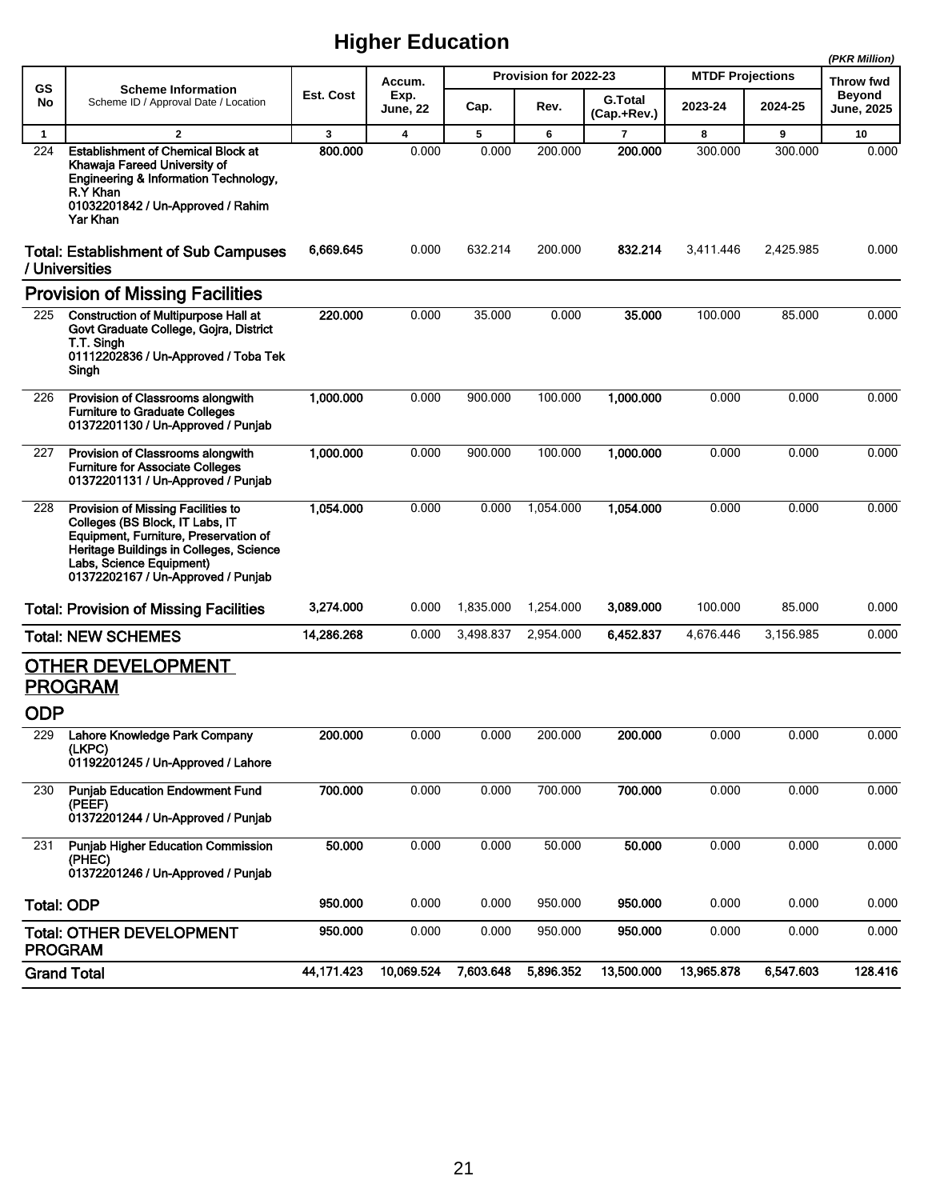# Higher Education

*(PKR Million)*

| GS No | Scheme Information<br>Scheme ID / Approval Date / Location | Est. Cost | Accum. Exp. June, 22 | Provision for 2022-23 | | | MTDF Projections | | Throw fwd Beyond June, 2025 |
|---|---|---|---|---|---|---|---|---|---|
| | | | | Cap. | Rev. | G.Total (Cap.+Rev.) | 2023-24 | 2024-25 | |
| 1 | 2 | 3 | 4 | 5 | 6 | 7 | 8 | 9 | 10 |
| 224 | **Establishment of Chemical Block at Khawaja Fareed University of Engineering & Information Technology, R.Y Khan**<br>**01032201842 / Un-Approved / Rahim Yar Khan** | **800.000** | 0.000 | 0.000 | 200.000 | **200.000** | 300.000 | 300.000 | 0.000 |
| | **Total: Establishment of Sub Campuses / Universities** | **6,669.645** | 0.000 | 632.214 | 200.000 | **832.214** | 3,411.446 | 2,425.985 | 0.000 |
| | **Provision of Missing Facilities** | | | | | | | | |
| 225 | **Construction of Multipurpose Hall at Govt Graduate College, Gojra, District T.T. Singh**<br>**01112202836 / Un-Approved / Toba Tek Singh** | **220.000** | 0.000 | 35.000 | 0.000 | **35.000** | 100.000 | 85.000 | 0.000 |
| 226 | **Provision of Classrooms alongwith Furniture to Graduate Colleges**<br>**01372201130 / Un-Approved / Punjab** | **1,000.000** | 0.000 | 900.000 | 100.000 | **1,000.000** | 0.000 | 0.000 | 0.000 |
| 227 | **Provision of Classrooms alongwith Furniture for Associate Colleges**<br>**01372201131 / Un-Approved / Punjab** | **1,000.000** | 0.000 | 900.000 | 100.000 | **1,000.000** | 0.000 | 0.000 | 0.000 |
| 228 | **Provision of Missing Facilities to Colleges (BS Block, IT Labs, IT Equipment, Furniture, Preservation of Heritage Buildings in Colleges, Science Labs, Science Equipment)**<br>**01372202167 / Un-Approved / Punjab** | **1,054.000** | 0.000 | 0.000 | 1,054.000 | **1,054.000** | 0.000 | 0.000 | 0.000 |
| | **Total: Provision of Missing Facilities** | **3,274.000** | 0.000 | 1,835.000 | 1,254.000 | **3,089.000** | 100.000 | 85.000 | 0.000 |
| | **Total: NEW SCHEMES** | **14,286.268** | 0.000 | 3,498.837 | 2,954.000 | **6,452.837** | 4,676.446 | 3,156.985 | 0.000 |
| | **OTHER DEVELOPMENT PROGRAM** | | | | | | | | |
| | **ODP** | | | | | | | | |
| 229 | **Lahore Knowledge Park Company (LKPC)**<br>**01192201245 / Un-Approved / Lahore** | **200.000** | 0.000 | 0.000 | 200.000 | **200.000** | 0.000 | 0.000 | 0.000 |
| 230 | **Punjab Education Endowment Fund (PEEF)**<br>**01372201244 / Un-Approved / Punjab** | **700.000** | 0.000 | 0.000 | 700.000 | **700.000** | 0.000 | 0.000 | 0.000 |
| 231 | **Punjab Higher Education Commission (PHEC)**<br>**01372201246 / Un-Approved / Punjab** | **50.000** | 0.000 | 0.000 | 50.000 | **50.000** | 0.000 | 0.000 | 0.000 |
| | **Total: ODP** | **950.000** | 0.000 | 0.000 | 950.000 | **950.000** | 0.000 | 0.000 | 0.000 |
| | **Total: OTHER DEVELOPMENT PROGRAM** | **950.000** | 0.000 | 0.000 | 950.000 | **950.000** | 0.000 | 0.000 | 0.000 |
| | **Grand Total** | **44,171.423** | **10,069.524** | **7,603.648** | **5,896.352** | **13,500.000** | **13,965.878** | **6,547.603** | **128.416** |